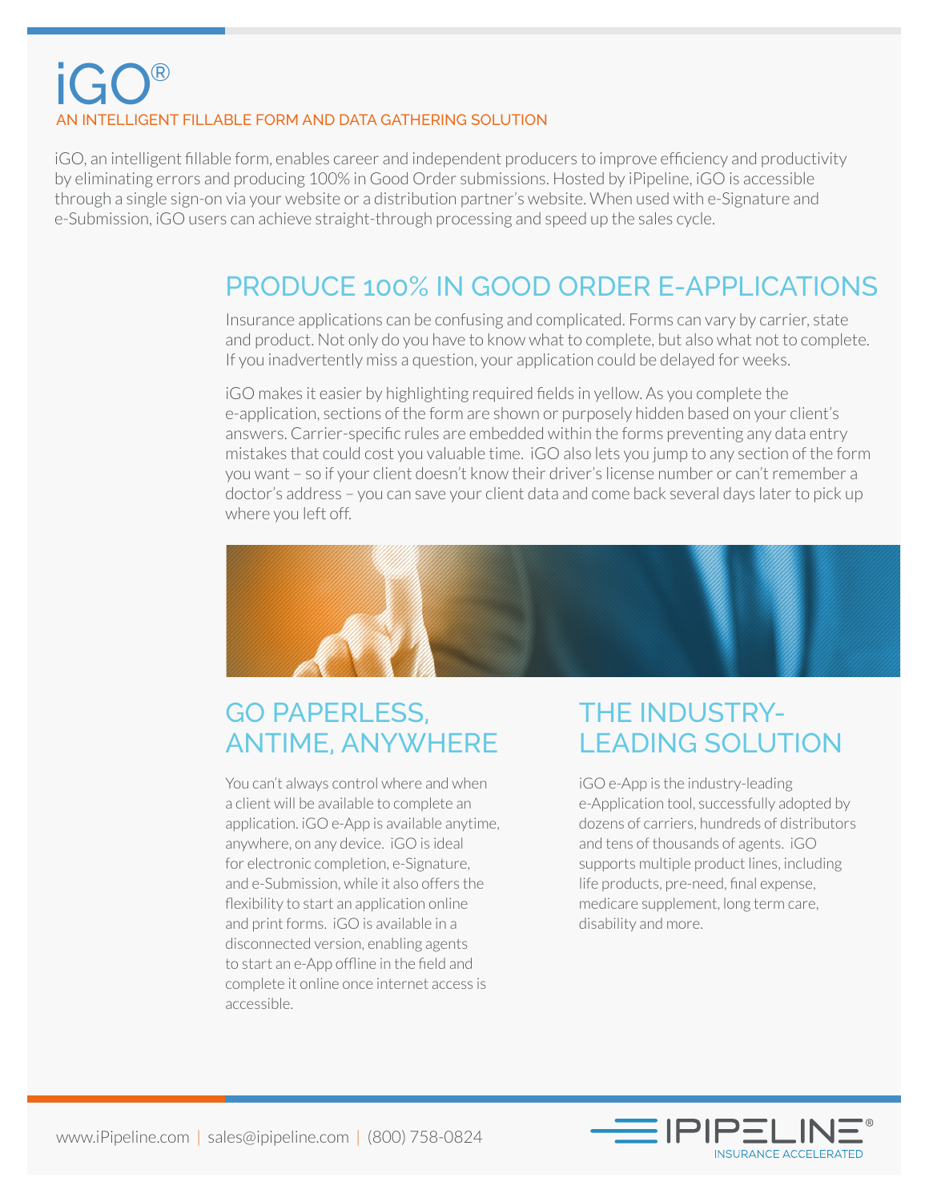# iGO®

AN INTELLIGENT FILLABLE FORM AND DATA GATHERING SOLUTION

iGO, an intelligent fillable form, enables career and independent producers to improve efficiency and productivity by eliminating errors and producing 100% in Good Order submissions. Hosted by iPipeline, iGO is accessible through a single sign-on via your website or a distribution partner's website. When used with e-Signature and e-Submission, iGO users can achieve straight-through processing and speed up the sales cycle.

## PRODUCE 100% IN GOOD ORDER E-APPLICATIONS

Insurance applications can be confusing and complicated. Forms can vary by carrier, state and product. Not only do you have to know what to complete, but also what not to complete. If you inadvertently miss a question, your application could be delayed for weeks.

iGO makes it easier by highlighting required fields in yellow. As you complete the e-application, sections of the form are shown or purposely hidden based on your client's answers. Carrier-specific rules are embedded within the forms preventing any data entry mistakes that could cost you valuable time. iGO also lets you jump to any section of the form you want – so if your client doesn't know their driver's license number or can't remember a doctor's address – you can save your client data and come back several days later to pick up where you left off.

## GO PAPERLESS, ANTIME, ANYWHERE

You can't always control where and when a client will be available to complete an application. iGO e-App is available anytime, anywhere, on any device. iGO is ideal for electronic completion, e-Signature, and e-Submission, while it also offers the flexibility to start an application online and print forms. iGO is available in a disconnected version, enabling agents to start an e-App offline in the field and complete it online once internet access is accessible.

## THE INDUSTRY-LEADING SOLUTION

iGO e-App is the industry-leading e-Application tool, successfully adopted by dozens of carriers, hundreds of distributors and tens of thousands of agents. iGO supports multiple product lines, including life products, pre-need, final expense, medicare supplement, long term care, disability and more.

www.iPipeline.com | sales@ipipeline.com | (800) 758-0824

IPIPELINE® INSURANCE ACCELERATED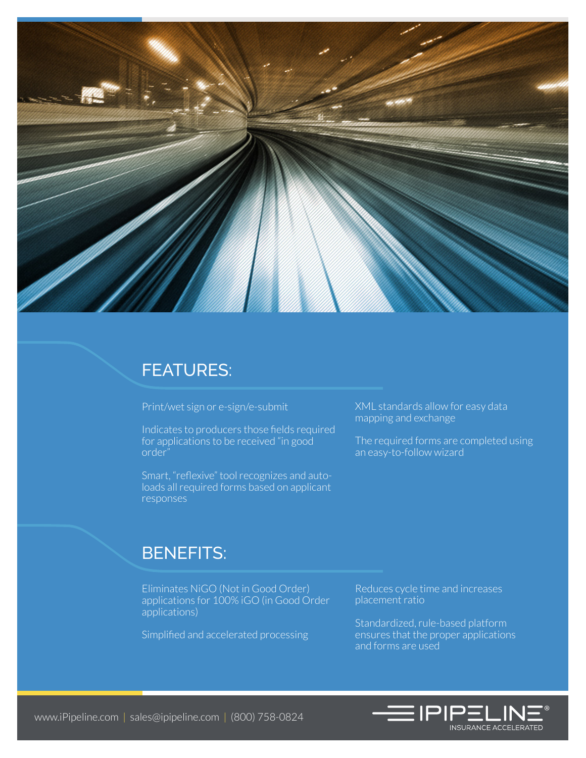## FEATURES:

Print/wet sign or e-sign/e-submit

Indicates to producers those fields required for applications to be received "in good order"

Smart, "reflexive" tool recognizes and auto-loads all required forms based on applicant responses

XML standards allow for easy data mapping and exchange

The required forms are completed using an easy-to-follow wizard

## BENEFITS:

Eliminates NiGO (Not in Good Order) applications for 100% iGO (in Good Order applications)

Simplified and accelerated processing

Reduces cycle time and increases placement ratio

Standardized, rule-based platform ensures that the proper applications and forms are used

www.iPipeline.com | sales@ipipeline.com | (800) 758-0824

IPIPELINE®
INSURANCE ACCELERATED